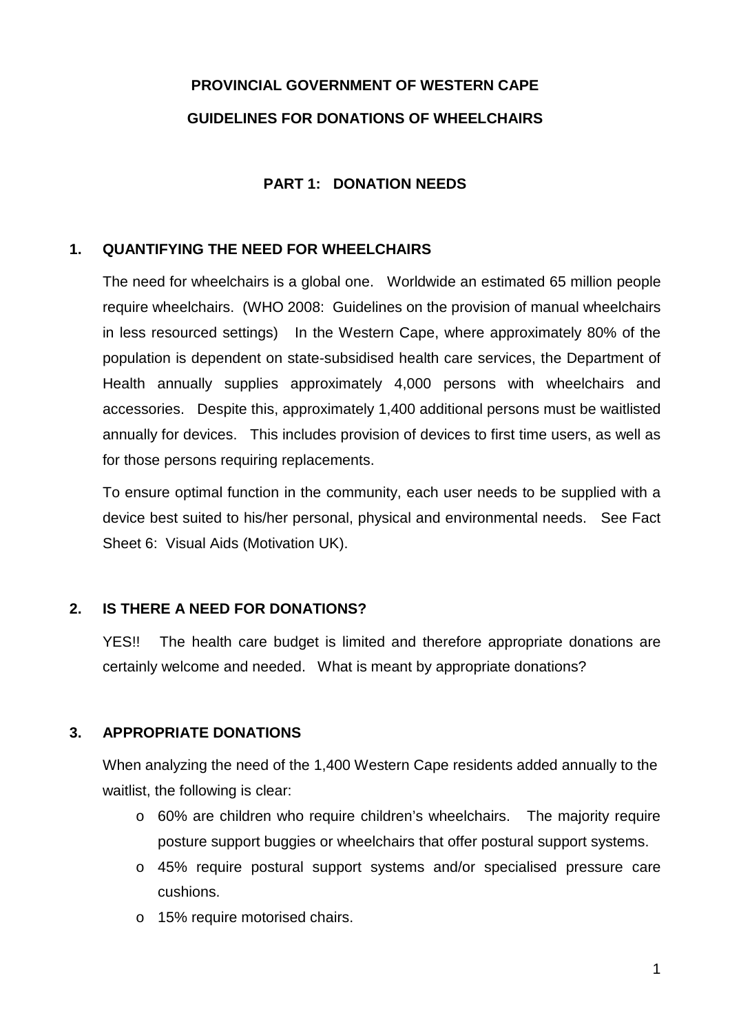# PROVINCIAL GOVERNMENT OF WESTERN CAPE

# GUIDELINES FOR DONATIONS OF WHEELCHAIRS

## PART 1: DONATION NEEDS

### 1. QUANTIFYING THE NEED FOR WHEELCHAIRS

The need for wheelchairs is a global one. Worldwide an estimated 65 million people require wheelchairs. (WHO 2008: Guidelines on the provision of manual wheelchairs in less resourced settings) In the Western Cape, where approximately 80% of the population is dependent on state-subsidised health care services, the Department of Health annually supplies approximately 4,000 persons with wheelchairs and accessories. Despite this, approximately 1,400 additional persons must be waitlisted annually for devices. This includes provision of devices to first time users, as well as for those persons requiring replacements.

To ensure optimal function in the community, each user needs to be supplied with a device best suited to his/her personal, physical and environmental needs. See Fact Sheet 6: Visual Aids (Motivation UK).

### 2. IS THERE A NEED FOR DONATIONS?

YES!! The health care budget is limited and therefore appropriate donations are certainly welcome and needed. What is meant by appropriate donations?

### 3. APPROPRIATE DONATIONS

When analyzing the need of the 1,400 Western Cape residents added annually to the waitlist, the following is clear:

- 60% are children who require children's wheelchairs. The majority require posture support buggies or wheelchairs that offer postural support systems.
- 45% require postural support systems and/or specialised pressure care cushions.
- 15% require motorised chairs.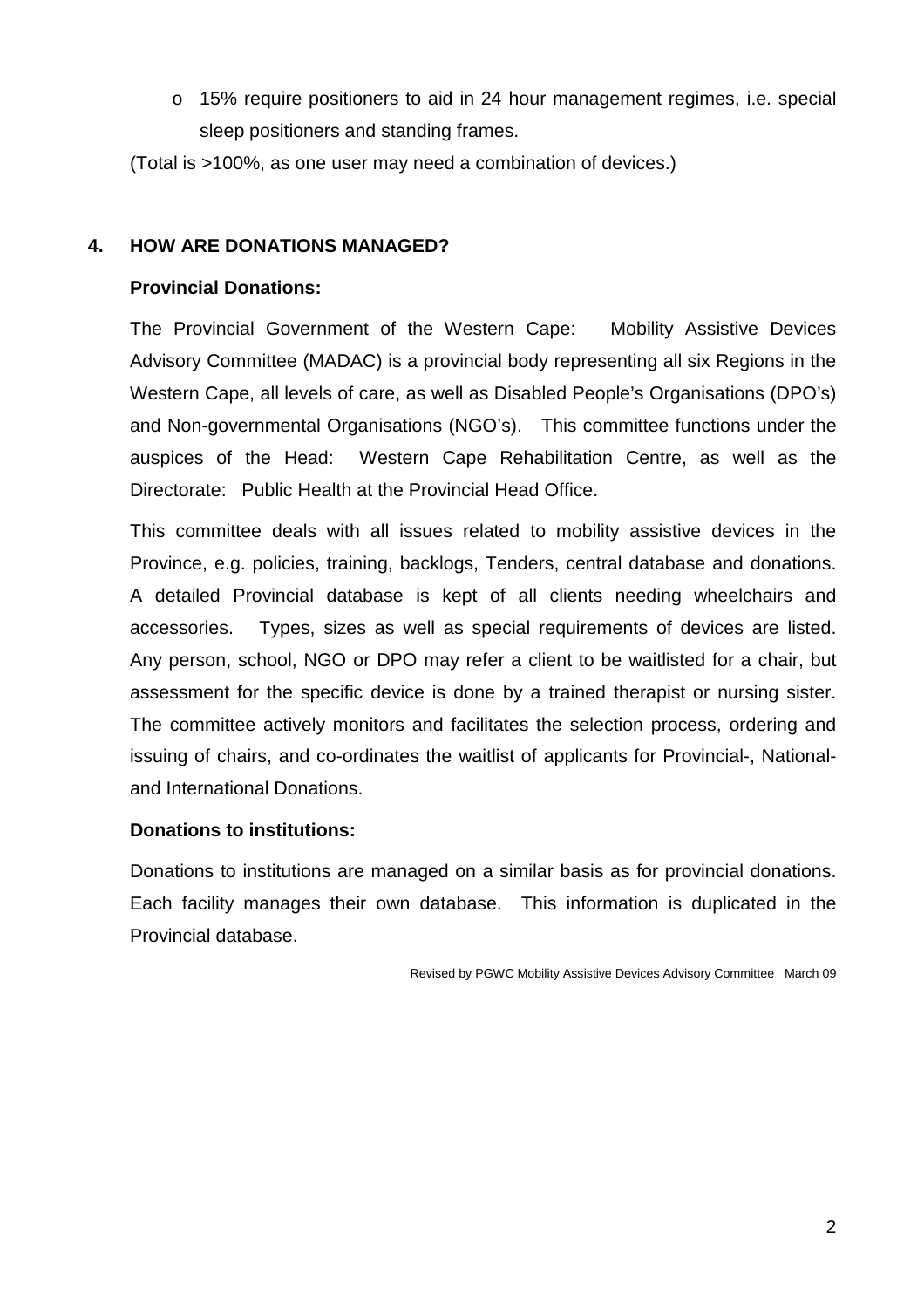- 15% require positioners to aid in 24 hour management regimes, i.e. special sleep positioners and standing frames.

(Total is >100%, as one user may need a combination of devices.)

## 4. HOW ARE DONATIONS MANAGED?

**Provincial Donations:**

The Provincial Government of the Western Cape: Mobility Assistive Devices Advisory Committee (MADAC) is a provincial body representing all six Regions in the Western Cape, all levels of care, as well as Disabled People's Organisations (DPO's) and Non-governmental Organisations (NGO's). This committee functions under the auspices of the Head: Western Cape Rehabilitation Centre, as well as the Directorate: Public Health at the Provincial Head Office.

This committee deals with all issues related to mobility assistive devices in the Province, e.g. policies, training, backlogs, Tenders, central database and donations. A detailed Provincial database is kept of all clients needing wheelchairs and accessories. Types, sizes as well as special requirements of devices are listed. Any person, school, NGO or DPO may refer a client to be waitlisted for a chair, but assessment for the specific device is done by a trained therapist or nursing sister. The committee actively monitors and facilitates the selection process, ordering and issuing of chairs, and co-ordinates the waitlist of applicants for Provincial-, National- and International Donations.

**Donations to institutions:**

Donations to institutions are managed on a similar basis as for provincial donations. Each facility manages their own database. This information is duplicated in the Provincial database.

Revised by PGWC Mobility Assistive Devices Advisory Committee March 09